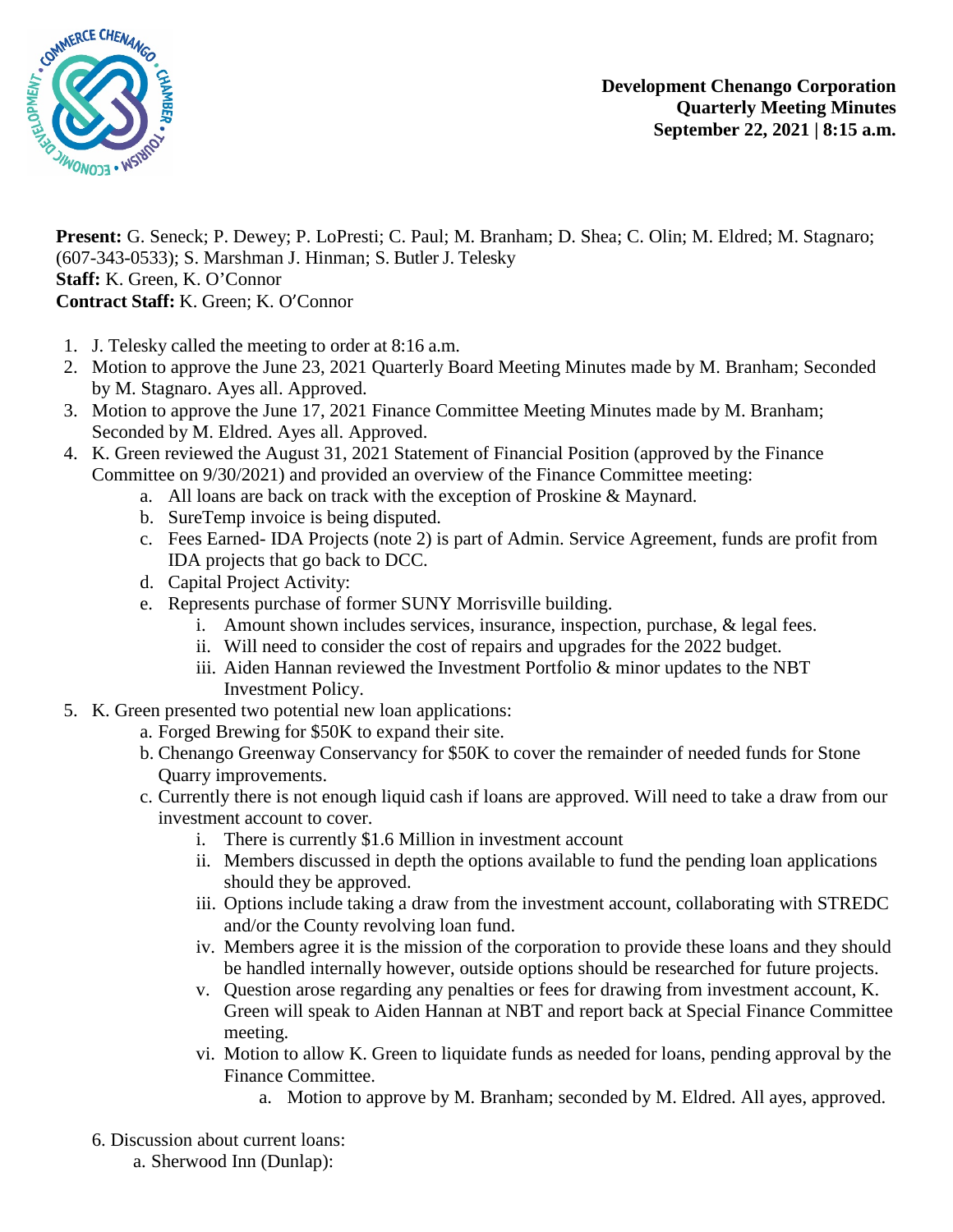**Development Chenango Corporation**
**Quarterly Meeting Minutes**
**September 22, 2021 | 8:15 a.m.**

**Present:** G. Seneck; P. Dewey; P. LoPresti; C. Paul; M. Branham; D. Shea; C. Olin; M. Eldred; M. Stagnaro; (607-343-0533); S. Marshman J. Hinman; S. Butler J. Telesky
**Staff:** K. Green, K. O'Connor
**Contract Staff:** K. Green; K. O'Connor

1. J. Telesky called the meeting to order at 8:16 a.m.
2. Motion to approve the June 23, 2021 Quarterly Board Meeting Minutes made by M. Branham; Seconded by M. Stagnaro. Ayes all. Approved.
3. Motion to approve the June 17, 2021 Finance Committee Meeting Minutes made by M. Branham; Seconded by M. Eldred. Ayes all. Approved.
4. K. Green reviewed the August 31, 2021 Statement of Financial Position (approved by the Finance Committee on 9/30/2021) and provided an overview of the Finance Committee meeting:
   a. All loans are back on track with the exception of Proskine & Maynard.
   b. SureTemp invoice is being disputed.
   c. Fees Earned- IDA Projects (note 2) is part of Admin. Service Agreement, funds are profit from IDA projects that go back to DCC.
   d. Capital Project Activity:
   e. Represents purchase of former SUNY Morrisville building.
      i. Amount shown includes services, insurance, inspection, purchase, & legal fees.
      ii. Will need to consider the cost of repairs and upgrades for the 2022 budget.
      iii. Aiden Hannan reviewed the Investment Portfolio & minor updates to the NBT Investment Policy.
5. K. Green presented two potential new loan applications:
   a. Forged Brewing for $50K to expand their site.
   b. Chenango Greenway Conservancy for $50K to cover the remainder of needed funds for Stone Quarry improvements.
   c. Currently there is not enough liquid cash if loans are approved. Will need to take a draw from our investment account to cover.
      i. There is currently $1.6 Million in investment account
      ii. Members discussed in depth the options available to fund the pending loan applications should they be approved.
      iii. Options include taking a draw from the investment account, collaborating with STREDC and/or the County revolving loan fund.
      iv. Members agree it is the mission of the corporation to provide these loans and they should be handled internally however, outside options should be researched for future projects.
      v. Question arose regarding any penalties or fees for drawing from investment account, K. Green will speak to Aiden Hannan at NBT and report back at Special Finance Committee meeting.
      vi. Motion to allow K. Green to liquidate funds as needed for loans, pending approval by the Finance Committee.
         a. Motion to approve by M. Branham; seconded by M. Eldred. All ayes, approved.

6. Discussion about current loans:
   a. Sherwood Inn (Dunlap):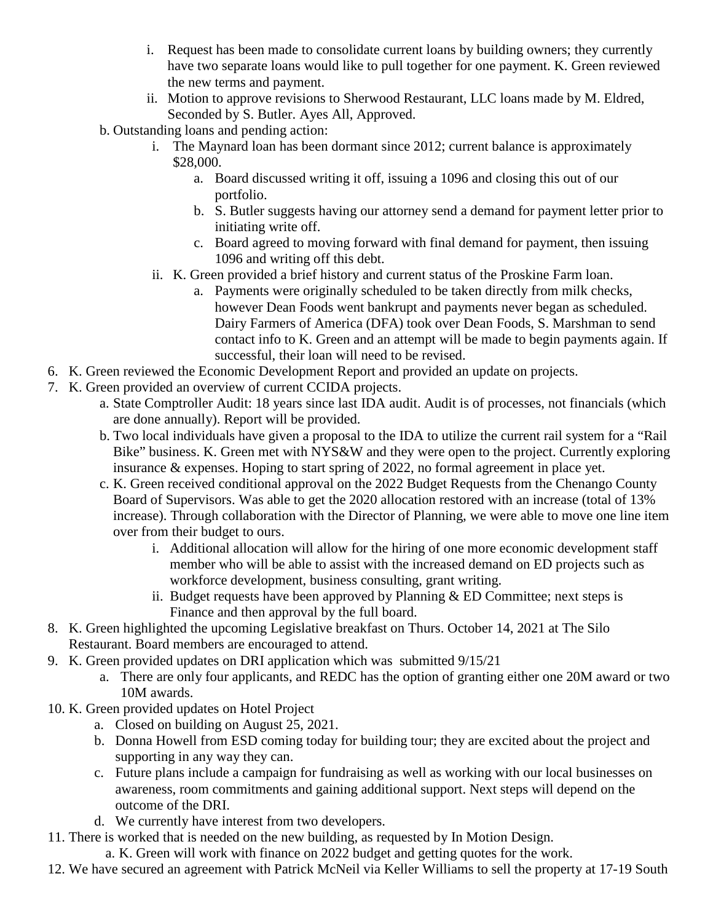- i. Request has been made to consolidate current loans by building owners; they currently have two separate loans would like to pull together for one payment. K. Green reviewed the new terms and payment.
   - ii. Motion to approve revisions to Sherwood Restaurant, LLC loans made by M. Eldred, Seconded by S. Butler. Ayes All, Approved.

   b. Outstanding loans and pending action:
   - i. The Maynard loan has been dormant since 2012; current balance is approximately $28,000.
     - a. Board discussed writing it off, issuing a 1096 and closing this out of our portfolio.
     - b. S. Butler suggests having our attorney send a demand for payment letter prior to initiating write off.
     - c. Board agreed to moving forward with final demand for payment, then issuing 1096 and writing off this debt.
   - ii. K. Green provided a brief history and current status of the Proskine Farm loan.
     - a. Payments were originally scheduled to be taken directly from milk checks, however Dean Foods went bankrupt and payments never began as scheduled. Dairy Farmers of America (DFA) took over Dean Foods, S. Marshman to send contact info to K. Green and an attempt will be made to begin payments again. If successful, their loan will need to be revised.

6. K. Green reviewed the Economic Development Report and provided an update on projects.
7. K. Green provided an overview of current CCIDA projects.
   a. State Comptroller Audit: 18 years since last IDA audit. Audit is of processes, not financials (which are done annually). Report will be provided.
   b. Two local individuals have given a proposal to the IDA to utilize the current rail system for a "Rail Bike" business. K. Green met with NYS&W and they were open to the project. Currently exploring insurance & expenses. Hoping to start spring of 2022, no formal agreement in place yet.
   c. K. Green received conditional approval on the 2022 Budget Requests from the Chenango County Board of Supervisors. Was able to get the 2020 allocation restored with an increase (total of 13% increase). Through collaboration with the Director of Planning, we were able to move one line item over from their budget to ours.
      - i. Additional allocation will allow for the hiring of one more economic development staff member who will be able to assist with the increased demand on ED projects such as workforce development, business consulting, grant writing.
      - ii. Budget requests have been approved by Planning & ED Committee; next steps is Finance and then approval by the full board.
8. K. Green highlighted the upcoming Legislative breakfast on Thurs. October 14, 2021 at The Silo Restaurant. Board members are encouraged to attend.
9. K. Green provided updates on DRI application which was submitted 9/15/21
   a. There are only four applicants, and REDC has the option of granting either one 20M award or two 10M awards.
10. K. Green provided updates on Hotel Project
    a. Closed on building on August 25, 2021.
    b. Donna Howell from ESD coming today for building tour; they are excited about the project and supporting in any way they can.
    c. Future plans include a campaign for fundraising as well as working with our local businesses on awareness, room commitments and gaining additional support. Next steps will depend on the outcome of the DRI.
    d. We currently have interest from two developers.
11. There is worked that is needed on the new building, as requested by In Motion Design.
    a. K. Green will work with finance on 2022 budget and getting quotes for the work.
12. We have secured an agreement with Patrick McNeil via Keller Williams to sell the property at 17-19 South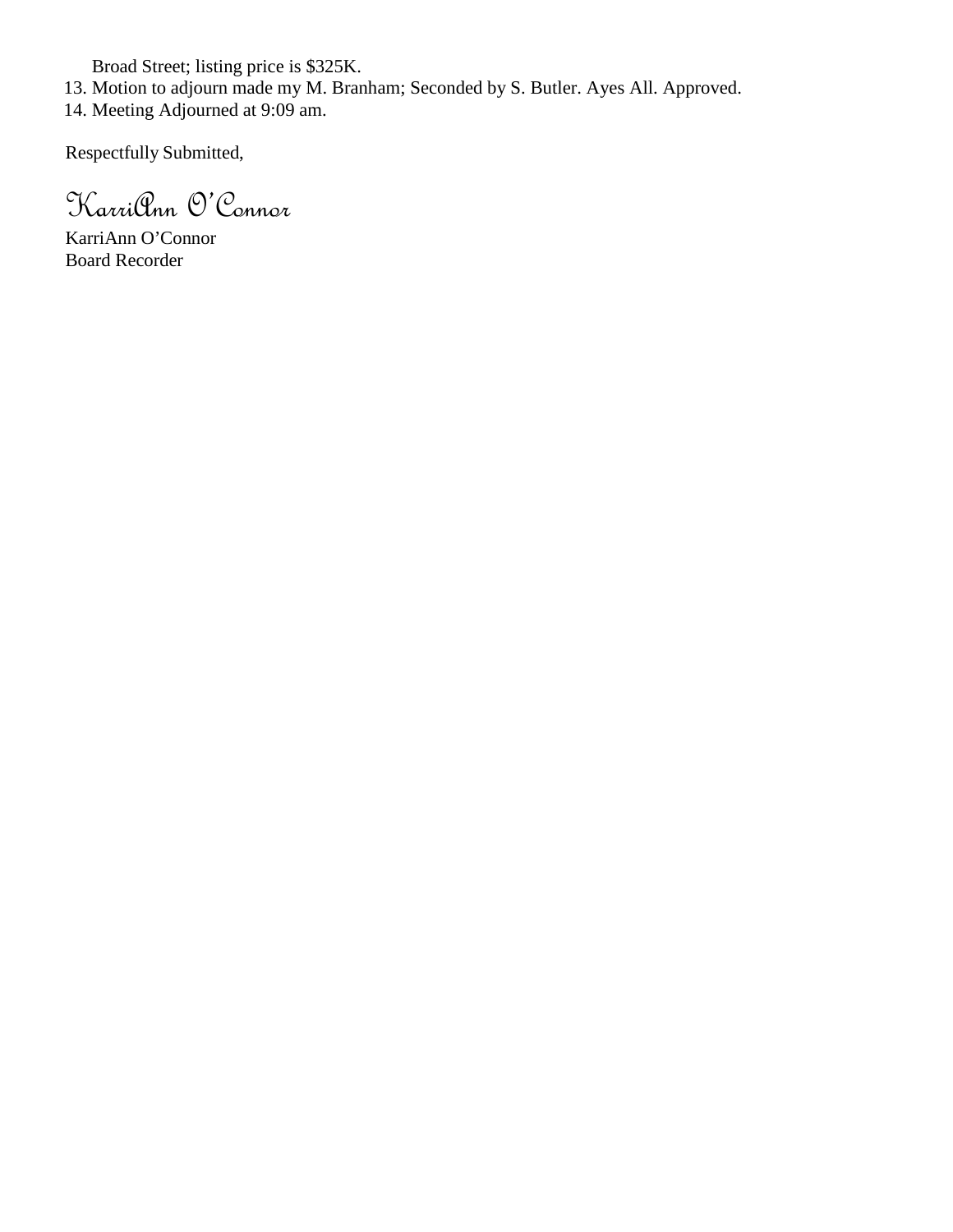Broad Street; listing price is $325K.

13. Motion to adjourn made my M. Branham; Seconded by S. Butler. Ayes All. Approved.
14. Meeting Adjourned at 9:09 am.

Respectfully Submitted,

*KarriAnn O'Connor*

KarriAnn O'Connor
Board Recorder